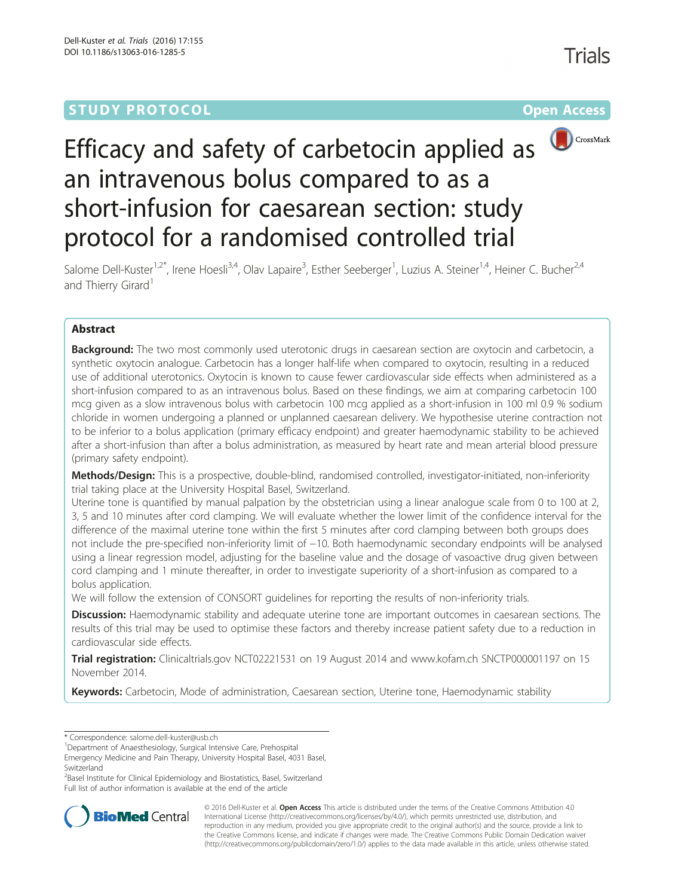STUDY PROTOCOL Open Access

# Efficacy and safety of carbetocin applied as an intravenous bolus compared to as a short-infusion for caesarean section: study protocol for a randomised controlled trial

Salome Dell-Kuster[1,2*], Irene Hoesli[3,4], Olav Lapaire[3], Esther Seeberger[1], Luzius A. Steiner[1,4], Heiner C. Bucher[2,4] and Thierry Girard[1]

## Abstract

**Background:** The two most commonly used uterotonic drugs in caesarean section are oxytocin and carbetocin, a synthetic oxytocin analogue. Carbetocin has a longer half-life when compared to oxytocin, resulting in a reduced use of additional uterotonics. Oxytocin is known to cause fewer cardiovascular side effects when administered as a short-infusion compared to as an intravenous bolus. Based on these findings, we aim at comparing carbetocin 100 mcg given as a slow intravenous bolus with carbetocin 100 mcg applied as a short-infusion in 100 ml 0.9 % sodium chloride in women undergoing a planned or unplanned caesarean delivery. We hypothesise uterine contraction not to be inferior to a bolus application (primary efficacy endpoint) and greater haemodynamic stability to be achieved after a short-infusion than after a bolus administration, as measured by heart rate and mean arterial blood pressure (primary safety endpoint).

**Methods/Design:** This is a prospective, double-blind, randomised controlled, investigator-initiated, non-inferiority trial taking place at the University Hospital Basel, Switzerland.

Uterine tone is quantified by manual palpation by the obstetrician using a linear analogue scale from 0 to 100 at 2, 3, 5 and 10 minutes after cord clamping. We will evaluate whether the lower limit of the confidence interval for the difference of the maximal uterine tone within the first 5 minutes after cord clamping between both groups does not include the pre-specified non-inferiority limit of −10. Both haemodynamic secondary endpoints will be analysed using a linear regression model, adjusting for the baseline value and the dosage of vasoactive drug given between cord clamping and 1 minute thereafter, in order to investigate superiority of a short-infusion as compared to a bolus application.

We will follow the extension of CONSORT guidelines for reporting the results of non-inferiority trials.

**Discussion:** Haemodynamic stability and adequate uterine tone are important outcomes in caesarean sections. The results of this trial may be used to optimise these factors and thereby increase patient safety due to a reduction in cardiovascular side effects.

**Trial registration:** Clinicaltrials.gov NCT02221531 on 19 August 2014 and www.kofam.ch SNCTP000001197 on 15 November 2014.

**Keywords:** Carbetocin, Mode of administration, Caesarean section, Uterine tone, Haemodynamic stability

---

\* Correspondence: salome.dell-kuster@usb.ch

[1]Department of Anaesthesiology, Surgical Intensive Care, Prehospital Emergency Medicine and Pain Therapy, University Hospital Basel, 4031 Basel, Switzerland

[2]Basel Institute for Clinical Epidemiology and Biostatistics, Basel, Switzerland

Full list of author information is available at the end of the article

© 2016 Dell-Kuster et al. **Open Access** This article is distributed under the terms of the Creative Commons Attribution 4.0 International License (http://creativecommons.org/licenses/by/4.0/), which permits unrestricted use, distribution, and reproduction in any medium, provided you give appropriate credit to the original author(s) and the source, provide a link to the Creative Commons license, and indicate if changes were made. The Creative Commons Public Domain Dedication waiver (http://creativecommons.org/publicdomain/zero/1.0/) applies to the data made available in this article, unless otherwise stated.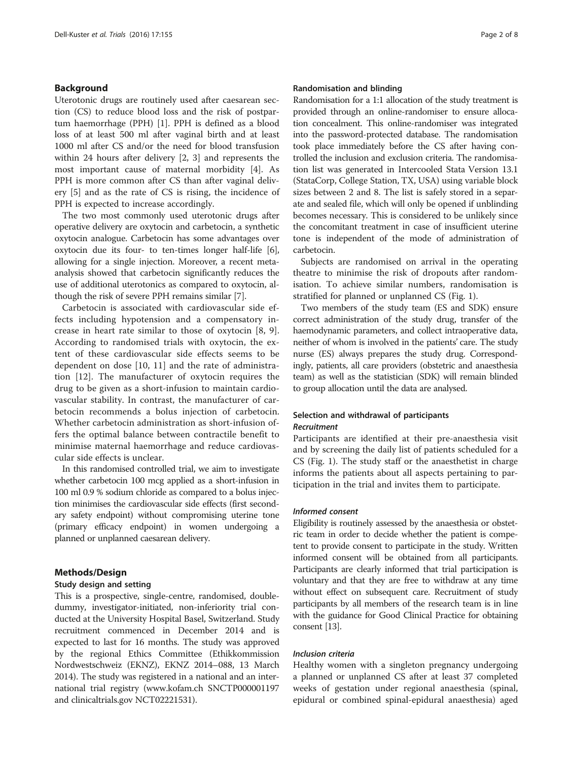## Background

Uterotonic drugs are routinely used after caesarean section (CS) to reduce blood loss and the risk of postpartum haemorrhage (PPH) [1]. PPH is defined as a blood loss of at least 500 ml after vaginal birth and at least 1000 ml after CS and/or the need for blood transfusion within 24 hours after delivery [2, 3] and represents the most important cause of maternal morbidity [4]. As PPH is more common after CS than after vaginal delivery [5] and as the rate of CS is rising, the incidence of PPH is expected to increase accordingly.

The two most commonly used uterotonic drugs after operative delivery are oxytocin and carbetocin, a synthetic oxytocin analogue. Carbetocin has some advantages over oxytocin due its four- to ten-times longer half-life [6], allowing for a single injection. Moreover, a recent meta-analysis showed that carbetocin significantly reduces the use of additional uterotonics as compared to oxytocin, although the risk of severe PPH remains similar [7].

Carbetocin is associated with cardiovascular side effects including hypotension and a compensatory increase in heart rate similar to those of oxytocin [8, 9]. According to randomised trials with oxytocin, the extent of these cardiovascular side effects seems to be dependent on dose [10, 11] and the rate of administration [12]. The manufacturer of oxytocin requires the drug to be given as a short-infusion to maintain cardiovascular stability. In contrast, the manufacturer of carbetocin recommends a bolus injection of carbetocin. Whether carbetocin administration as short-infusion offers the optimal balance between contractile benefit to minimise maternal haemorrhage and reduce cardiovascular side effects is unclear.

In this randomised controlled trial, we aim to investigate whether carbetocin 100 mcg applied as a short-infusion in 100 ml 0.9 % sodium chloride as compared to a bolus injection minimises the cardiovascular side effects (first secondary safety endpoint) without compromising uterine tone (primary efficacy endpoint) in women undergoing a planned or unplanned caesarean delivery.

## Methods/Design

### Study design and setting

This is a prospective, single-centre, randomised, double-dummy, investigator-initiated, non-inferiority trial conducted at the University Hospital Basel, Switzerland. Study recruitment commenced in December 2014 and is expected to last for 16 months. The study was approved by the regional Ethics Committee (Ethikkommission Nordwestschweiz (EKNZ), EKNZ 2014–088, 13 March 2014). The study was registered in a national and an international trial registry (www.kofam.ch SNCTP000001197 and clinicaltrials.gov NCT02221531).

### Randomisation and blinding

Randomisation for a 1:1 allocation of the study treatment is provided through an online-randomiser to ensure allocation concealment. This online-randomiser was integrated into the password-protected database. The randomisation took place immediately before the CS after having controlled the inclusion and exclusion criteria. The randomisation list was generated in Intercooled Stata Version 13.1 (StataCorp, College Station, TX, USA) using variable block sizes between 2 and 8. The list is safely stored in a separate and sealed file, which will only be opened if unblinding becomes necessary. This is considered to be unlikely since the concomitant treatment in case of insufficient uterine tone is independent of the mode of administration of carbetocin.

Subjects are randomised on arrival in the operating theatre to minimise the risk of dropouts after randomisation. To achieve similar numbers, randomisation is stratified for planned or unplanned CS (Fig. 1).

Two members of the study team (ES and SDK) ensure correct administration of the study drug, transfer of the haemodynamic parameters, and collect intraoperative data, neither of whom is involved in the patients' care. The study nurse (ES) always prepares the study drug. Correspondingly, patients, all care providers (obstetric and anaesthesia team) as well as the statistician (SDK) will remain blinded to group allocation until the data are analysed.

### Selection and withdrawal of participants

#### *Recruitment*

Participants are identified at their pre-anaesthesia visit and by screening the daily list of patients scheduled for a CS (Fig. 1). The study staff or the anaesthetist in charge informs the patients about all aspects pertaining to participation in the trial and invites them to participate.

#### *Informed consent*

Eligibility is routinely assessed by the anaesthesia or obstetric team in order to decide whether the patient is competent to provide consent to participate in the study. Written informed consent will be obtained from all participants. Participants are clearly informed that trial participation is voluntary and that they are free to withdraw at any time without effect on subsequent care. Recruitment of study participants by all members of the research team is in line with the guidance for Good Clinical Practice for obtaining consent [13].

#### *Inclusion criteria*

Healthy women with a singleton pregnancy undergoing a planned or unplanned CS after at least 37 completed weeks of gestation under regional anaesthesia (spinal, epidural or combined spinal-epidural anaesthesia) aged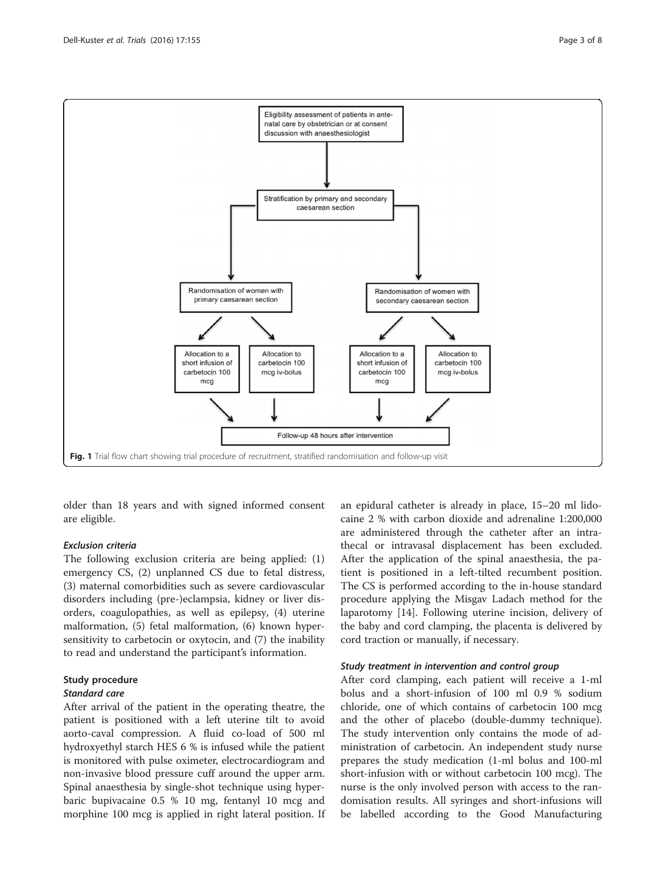Eligibility assessment of patients in antenatal care by obstetrician or at consent discussion with anaesthesiologist

Stratification by primary and secondary caesarean section

Randomisation of women with primary caesarean section

Randomisation of women with secondary caesarean section

Allocation to a short infusion of carbetocin 100 mcg

Allocation to carbetocin 100 mcg iv-bolus

Allocation to a short infusion of carbetocin 100 mcg

Allocation to carbetocin 100 mcg iv-bolus

Follow-up 48 hours after intervention

**Fig. 1** Trial flow chart showing trial procedure of recruitment, stratified randomisation and follow-up visit

older than 18 years and with signed informed consent are eligible.

#### *Exclusion criteria*

The following exclusion criteria are being applied: (1) emergency CS, (2) unplanned CS due to fetal distress, (3) maternal comorbidities such as severe cardiovascular disorders including (pre-)eclampsia, kidney or liver disorders, coagulopathies, as well as epilepsy, (4) uterine malformation, (5) fetal malformation, (6) known hypersensitivity to carbetocin or oxytocin, and (7) the inability to read and understand the participant's information.

### Study procedure

#### *Standard care*

After arrival of the patient in the operating theatre, the patient is positioned with a left uterine tilt to avoid aorto-caval compression. A fluid co-load of 500 ml hydroxyethyl starch HES 6 % is infused while the patient is monitored with pulse oximeter, electrocardiogram and non-invasive blood pressure cuff around the upper arm. Spinal anaesthesia by single-shot technique using hyperbaric bupivacaine 0.5 % 10 mg, fentanyl 10 mcg and morphine 100 mcg is applied in right lateral position. If an epidural catheter is already in place, 15–20 ml lidocaine 2 % with carbon dioxide and adrenaline 1:200,000 are administered through the catheter after an intrathecal or intravasal displacement has been excluded. After the application of the spinal anaesthesia, the patient is positioned in a left-tilted recumbent position. The CS is performed according to the in-house standard procedure applying the Misgav Ladach method for the laparotomy [14]. Following uterine incision, delivery of the baby and cord clamping, the placenta is delivered by cord traction or manually, if necessary.

#### *Study treatment in intervention and control group*

After cord clamping, each patient will receive a 1-ml bolus and a short-infusion of 100 ml 0.9 % sodium chloride, one of which contains of carbetocin 100 mcg and the other of placebo (double-dummy technique). The study intervention only contains the mode of administration of carbetocin. An independent study nurse prepares the study medication (1-ml bolus and 100-ml short-infusion with or without carbetocin 100 mcg). The nurse is the only involved person with access to the randomisation results. All syringes and short-infusions will be labelled according to the Good Manufacturing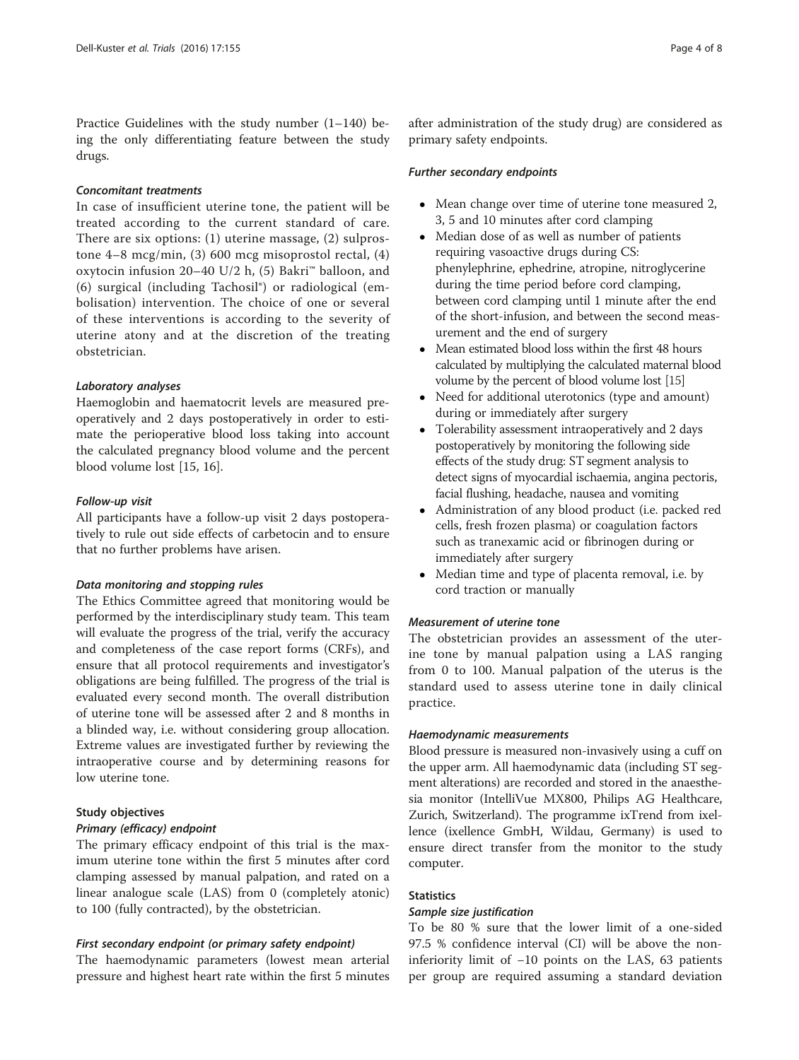Practice Guidelines with the study number (1–140) being the only differentiating feature between the study drugs.

#### *Concomitant treatments*

In case of insufficient uterine tone, the patient will be treated according to the current standard of care. There are six options: (1) uterine massage, (2) sulprostone 4–8 mcg/min, (3) 600 mcg misoprostol rectal, (4) oxytocin infusion 20–40 U/2 h, (5) Bakri™ balloon, and (6) surgical (including Tachosil®) or radiological (embolisation) intervention. The choice of one or several of these interventions is according to the severity of uterine atony and at the discretion of the treating obstetrician.

#### *Laboratory analyses*

Haemoglobin and haematocrit levels are measured preoperatively and 2 days postoperatively in order to estimate the perioperative blood loss taking into account the calculated pregnancy blood volume and the percent blood volume lost [15, 16].

#### *Follow-up visit*

All participants have a follow-up visit 2 days postoperatively to rule out side effects of carbetocin and to ensure that no further problems have arisen.

#### *Data monitoring and stopping rules*

The Ethics Committee agreed that monitoring would be performed by the interdisciplinary study team. This team will evaluate the progress of the trial, verify the accuracy and completeness of the case report forms (CRFs), and ensure that all protocol requirements and investigator's obligations are being fulfilled. The progress of the trial is evaluated every second month. The overall distribution of uterine tone will be assessed after 2 and 8 months in a blinded way, i.e. without considering group allocation. Extreme values are investigated further by reviewing the intraoperative course and by determining reasons for low uterine tone.

### Study objectives

#### *Primary (efficacy) endpoint*

The primary efficacy endpoint of this trial is the maximum uterine tone within the first 5 minutes after cord clamping assessed by manual palpation, and rated on a linear analogue scale (LAS) from 0 (completely atonic) to 100 (fully contracted), by the obstetrician.

#### *First secondary endpoint (or primary safety endpoint)*

The haemodynamic parameters (lowest mean arterial pressure and highest heart rate within the first 5 minutes after administration of the study drug) are considered as primary safety endpoints.

#### *Further secondary endpoints*

- Mean change over time of uterine tone measured 2, 3, 5 and 10 minutes after cord clamping
- Median dose of as well as number of patients requiring vasoactive drugs during CS: phenylephrine, ephedrine, atropine, nitroglycerine during the time period before cord clamping, between cord clamping until 1 minute after the end of the short-infusion, and between the second measurement and the end of surgery
- Mean estimated blood loss within the first 48 hours calculated by multiplying the calculated maternal blood volume by the percent of blood volume lost [15]
- Need for additional uterotonics (type and amount) during or immediately after surgery
- Tolerability assessment intraoperatively and 2 days postoperatively by monitoring the following side effects of the study drug: ST segment analysis to detect signs of myocardial ischaemia, angina pectoris, facial flushing, headache, nausea and vomiting
- Administration of any blood product (i.e. packed red cells, fresh frozen plasma) or coagulation factors such as tranexamic acid or fibrinogen during or immediately after surgery
- Median time and type of placenta removal, i.e. by cord traction or manually

#### *Measurement of uterine tone*

The obstetrician provides an assessment of the uterine tone by manual palpation using a LAS ranging from 0 to 100. Manual palpation of the uterus is the standard used to assess uterine tone in daily clinical practice.

#### *Haemodynamic measurements*

Blood pressure is measured non-invasively using a cuff on the upper arm. All haemodynamic data (including ST segment alterations) are recorded and stored in the anaesthesia monitor (IntelliVue MX800, Philips AG Healthcare, Zurich, Switzerland). The programme ixTrend from ixellence (ixellence GmbH, Wildau, Germany) is used to ensure direct transfer from the monitor to the study computer.

### Statistics

#### *Sample size justification*

To be 80 % sure that the lower limit of a one-sided 97.5 % confidence interval (CI) will be above the non-inferiority limit of −10 points on the LAS, 63 patients per group are required assuming a standard deviation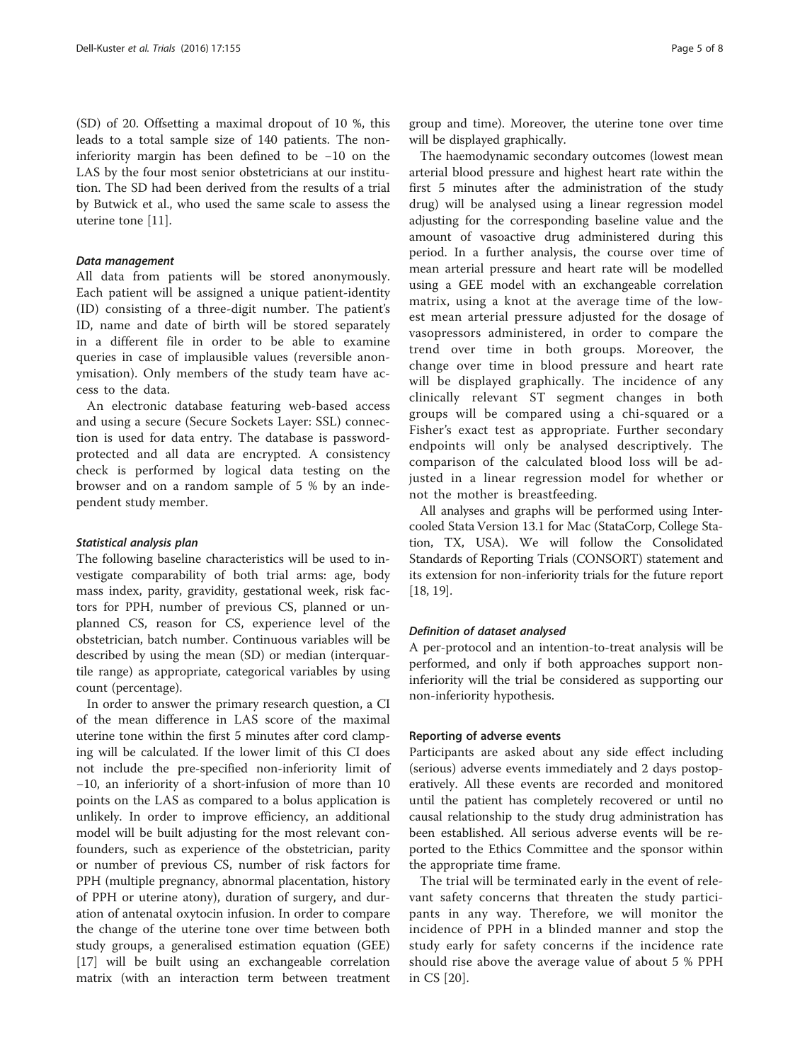(SD) of 20. Offsetting a maximal dropout of 10 %, this leads to a total sample size of 140 patients. The non-inferiority margin has been defined to be −10 on the LAS by the four most senior obstetricians at our institution. The SD had been derived from the results of a trial by Butwick et al., who used the same scale to assess the uterine tone [11].

#### *Data management*

All data from patients will be stored anonymously. Each patient will be assigned a unique patient-identity (ID) consisting of a three-digit number. The patient's ID, name and date of birth will be stored separately in a different file in order to be able to examine queries in case of implausible values (reversible anonymisation). Only members of the study team have access to the data.

An electronic database featuring web-based access and using a secure (Secure Sockets Layer: SSL) connection is used for data entry. The database is password-protected and all data are encrypted. A consistency check is performed by logical data testing on the browser and on a random sample of 5 % by an independent study member.

#### *Statistical analysis plan*

The following baseline characteristics will be used to investigate comparability of both trial arms: age, body mass index, parity, gravidity, gestational week, risk factors for PPH, number of previous CS, planned or unplanned CS, reason for CS, experience level of the obstetrician, batch number. Continuous variables will be described by using the mean (SD) or median (interquartile range) as appropriate, categorical variables by using count (percentage).

In order to answer the primary research question, a CI of the mean difference in LAS score of the maximal uterine tone within the first 5 minutes after cord clamping will be calculated. If the lower limit of this CI does not include the pre-specified non-inferiority limit of −10, an inferiority of a short-infusion of more than 10 points on the LAS as compared to a bolus application is unlikely. In order to improve efficiency, an additional model will be built adjusting for the most relevant confounders, such as experience of the obstetrician, parity or number of previous CS, number of risk factors for PPH (multiple pregnancy, abnormal placentation, history of PPH or uterine atony), duration of surgery, and duration of antenatal oxytocin infusion. In order to compare the change of the uterine tone over time between both study groups, a generalised estimation equation (GEE) [17] will be built using an exchangeable correlation matrix (with an interaction term between treatment group and time). Moreover, the uterine tone over time will be displayed graphically.

The haemodynamic secondary outcomes (lowest mean arterial blood pressure and highest heart rate within the first 5 minutes after the administration of the study drug) will be analysed using a linear regression model adjusting for the corresponding baseline value and the amount of vasoactive drug administered during this period. In a further analysis, the course over time of mean arterial pressure and heart rate will be modelled using a GEE model with an exchangeable correlation matrix, using a knot at the average time of the lowest mean arterial pressure adjusted for the dosage of vasopressors administered, in order to compare the trend over time in both groups. Moreover, the change over time in blood pressure and heart rate will be displayed graphically. The incidence of any clinically relevant ST segment changes in both groups will be compared using a chi-squared or a Fisher's exact test as appropriate. Further secondary endpoints will only be analysed descriptively. The comparison of the calculated blood loss will be adjusted in a linear regression model for whether or not the mother is breastfeeding.

All analyses and graphs will be performed using Intercooled Stata Version 13.1 for Mac (StataCorp, College Station, TX, USA). We will follow the Consolidated Standards of Reporting Trials (CONSORT) statement and its extension for non-inferiority trials for the future report [18, 19].

#### *Definition of dataset analysed*

A per-protocol and an intention-to-treat analysis will be performed, and only if both approaches support non-inferiority will the trial be considered as supporting our non-inferiority hypothesis.

### Reporting of adverse events

Participants are asked about any side effect including (serious) adverse events immediately and 2 days postoperatively. All these events are recorded and monitored until the patient has completely recovered or until no causal relationship to the study drug administration has been established. All serious adverse events will be reported to the Ethics Committee and the sponsor within the appropriate time frame.

The trial will be terminated early in the event of relevant safety concerns that threaten the study participants in any way. Therefore, we will monitor the incidence of PPH in a blinded manner and stop the study early for safety concerns if the incidence rate should rise above the average value of about 5 % PPH in CS [20].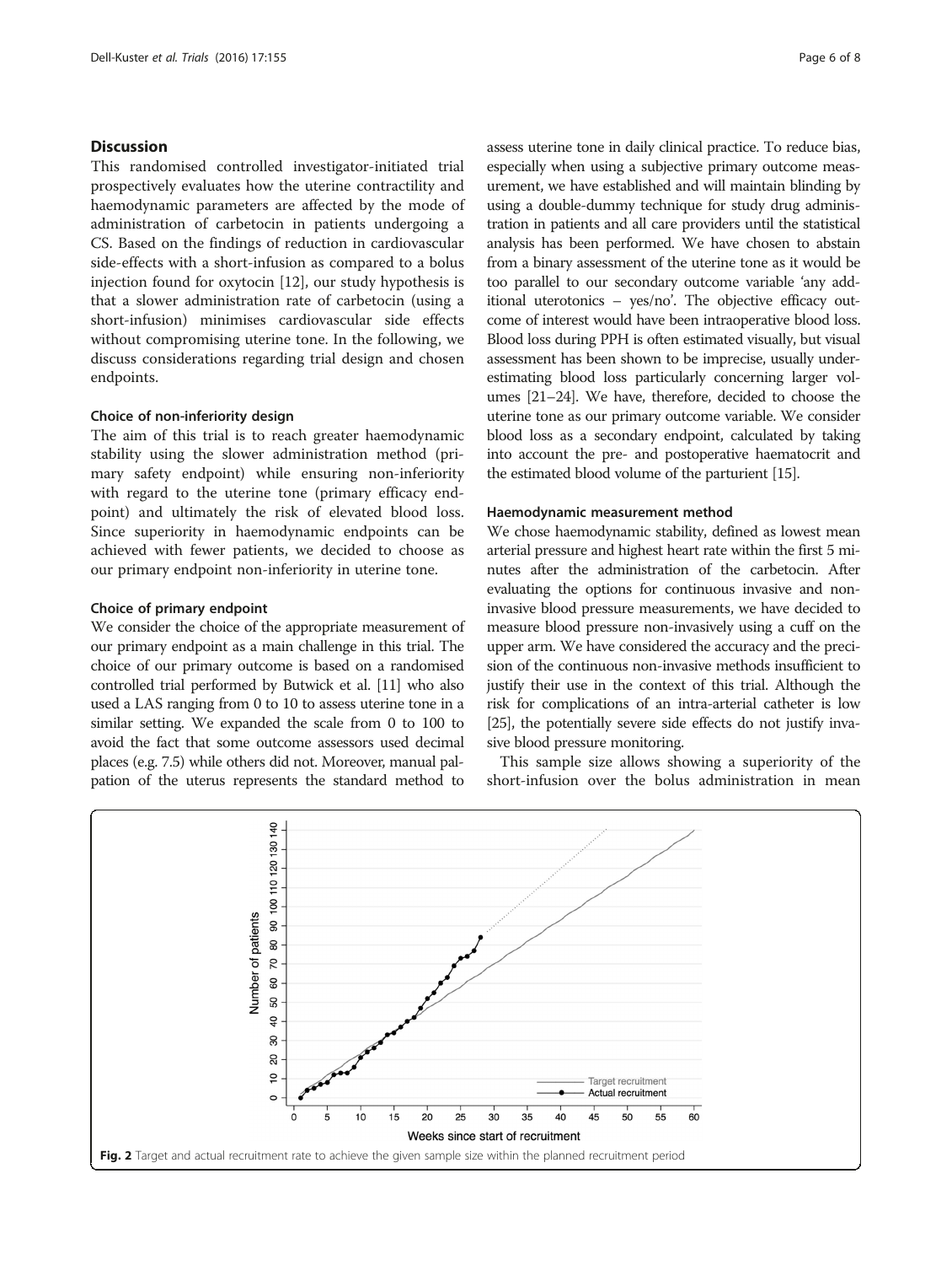## Discussion

This randomised controlled investigator-initiated trial prospectively evaluates how the uterine contractility and haemodynamic parameters are affected by the mode of administration of carbetocin in patients undergoing a CS. Based on the findings of reduction in cardiovascular side-effects with a short-infusion as compared to a bolus injection found for oxytocin [12], our study hypothesis is that a slower administration rate of carbetocin (using a short-infusion) minimises cardiovascular side effects without compromising uterine tone. In the following, we discuss considerations regarding trial design and chosen endpoints.

### Choice of non-inferiority design

The aim of this trial is to reach greater haemodynamic stability using the slower administration method (primary safety endpoint) while ensuring non-inferiority with regard to the uterine tone (primary efficacy endpoint) and ultimately the risk of elevated blood loss. Since superiority in haemodynamic endpoints can be achieved with fewer patients, we decided to choose as our primary endpoint non-inferiority in uterine tone.

### Choice of primary endpoint

We consider the choice of the appropriate measurement of our primary endpoint as a main challenge in this trial. The choice of our primary outcome is based on a randomised controlled trial performed by Butwick et al. [11] who also used a LAS ranging from 0 to 10 to assess uterine tone in a similar setting. We expanded the scale from 0 to 100 to avoid the fact that some outcome assessors used decimal places (e.g. 7.5) while others did not. Moreover, manual palpation of the uterus represents the standard method to assess uterine tone in daily clinical practice. To reduce bias, especially when using a subjective primary outcome measurement, we have established and will maintain blinding by using a double-dummy technique for study drug administration in patients and all care providers until the statistical analysis has been performed. We have chosen to abstain from a binary assessment of the uterine tone as it would be too parallel to our secondary outcome variable 'any additional uterotonics – yes/no'. The objective efficacy outcome of interest would have been intraoperative blood loss. Blood loss during PPH is often estimated visually, but visual assessment has been shown to be imprecise, usually underestimating blood loss particularly concerning larger volumes [21–24]. We have, therefore, decided to choose the uterine tone as our primary outcome variable. We consider blood loss as a secondary endpoint, calculated by taking into account the pre- and postoperative haematocrit and the estimated blood volume of the parturient [15].

### Haemodynamic measurement method

We chose haemodynamic stability, defined as lowest mean arterial pressure and highest heart rate within the first 5 minutes after the administration of the carbetocin. After evaluating the options for continuous invasive and non-invasive blood pressure measurements, we have decided to measure blood pressure non-invasively using a cuff on the upper arm. We have considered the accuracy and the precision of the continuous non-invasive methods insufficient to justify their use in the context of this trial. Although the risk for complications of an intra-arterial catheter is low [25], the potentially severe side effects do not justify invasive blood pressure monitoring.

This sample size allows showing a superiority of the short-infusion over the bolus administration in mean

**Fig. 2** Target and actual recruitment rate to achieve the given sample size within the planned recruitment period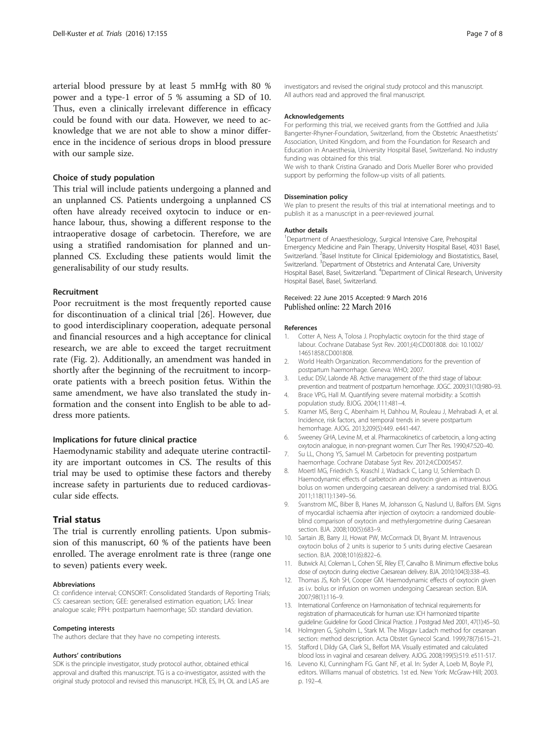arterial blood pressure by at least 5 mmHg with 80 % power and a type-1 error of 5 % assuming a SD of 10. Thus, even a clinically irrelevant difference in efficacy could be found with our data. However, we need to acknowledge that we are not able to show a minor difference in the incidence of serious drops in blood pressure with our sample size.

### Choice of study population

This trial will include patients undergoing a planned and an unplanned CS. Patients undergoing a unplanned CS often have already received oxytocin to induce or enhance labour, thus, showing a different response to the intraoperative dosage of carbetocin. Therefore, we are using a stratified randomisation for planned and unplanned CS. Excluding these patients would limit the generalisability of our study results.

### Recruitment

Poor recruitment is the most frequently reported cause for discontinuation of a clinical trial [26]. However, due to good interdisciplinary cooperation, adequate personal and financial resources and a high acceptance for clinical research, we are able to exceed the target recruitment rate (Fig. 2). Additionally, an amendment was handed in shortly after the beginning of the recruitment to incorporate patients with a breech position fetus. Within the same amendment, we have also translated the study information and the consent into English to be able to address more patients.

### Implications for future clinical practice

Haemodynamic stability and adequate uterine contractility are important outcomes in CS. The results of this trial may be used to optimise these factors and thereby increase safety in parturients due to reduced cardiovascular side effects.

## Trial status

The trial is currently enrolling patients. Upon submission of this manuscript, 60 % of the patients have been enrolled. The average enrolment rate is three (range one to seven) patients every week.

#### Abbreviations

CI: confidence interval; CONSORT: Consolidated Standards of Reporting Trials; CS: caesarean section; GEE: generalised estimation equation; LAS: linear analogue scale; PPH: postpartum haemorrhage; SD: standard deviation.

#### Competing interests

The authors declare that they have no competing interests.

#### Authors' contributions

SDK is the principle investigator, study protocol author, obtained ethical approval and drafted this manuscript. TG is a co-investigator, assisted with the original study protocol and revised this manuscript. HCB, ES, IH, OL and LAS are investigators and revised the original study protocol and this manuscript. All authors read and approved the final manuscript.

#### Acknowledgements

For performing this trial, we received grants from the Gottfried and Julia Bangerter-Rhyner-Foundation, Switzerland, from the Obstetric Anaesthetists' Association, United Kingdom, and from the Foundation for Research and Education in Anaesthesia, University Hospital Basel, Switzerland. No industry funding was obtained for this trial.

We wish to thank Cristina Granado and Doris Mueller Borer who provided support by performing the follow-up visits of all patients.

#### Dissemination policy

We plan to present the results of this trial at international meetings and to publish it as a manuscript in a peer-reviewed journal.

#### Author details

[1]Department of Anaesthesiology, Surgical Intensive Care, Prehospital Emergency Medicine and Pain Therapy, University Hospital Basel, 4031 Basel, Switzerland. [2]Basel Institute for Clinical Epidemiology and Biostatistics, Basel, Switzerland. [3]Department of Obstetrics and Antenatal Care, University Hospital Basel, Basel, Switzerland. [4]Department of Clinical Research, University Hospital Basel, Basel, Switzerland.

Received: 22 June 2015 Accepted: 9 March 2016
Published online: 22 March 2016

#### References

1. Cotter A, Ness A, Tolosa J. Prophylactic oxytocin for the third stage of labour. Cochrane Database Syst Rev. 2001;(4):CD001808. doi: 10.1002/14651858.CD001808.
2. World Health Organization. Recommendations for the prevention of postpartum haemorrhage. Geneva: WHO; 2007.
3. Leduc DSV, Lalonde AB. Active management of the third stage of labour: prevention and treatment of postpartum hemorrhage. JOGC. 2009;31(10):980–93.
4. Brace VPG, Hall M. Quantifying severe maternal morbidity: a Scottish population study. BJOG. 2004;111:481–4.
5. Kramer MS, Berg C, Abenhaim H, Dahhou M, Rouleau J, Mehrabadi A, et al. Incidence, risk factors, and temporal trends in severe postpartum hemorrhage. AJOG. 2013;209(5):449. e441-447.
6. Sweeney GHA, Levine M, et al. Pharmacokinetics of carbetocin, a long-acting oxytocin analogue, in non-pregnant women. Curr Ther Res. 1990;47:520–40.
7. Su LL, Chong YS, Samuel M. Carbetocin for preventing postpartum haemorrhage. Cochrane Database Syst Rev. 2012;4:CD005457.
8. Moertl MG, Friedrich S, Kraschl J, Wadsack C, Lang U, Schlembach D. Haemodynamic effects of carbetocin and oxytocin given as intravenous bolus on women undergoing caesarean delivery: a randomised trial. BJOG. 2011;118(11):1349–56.
9. Svanstrom MC, Biber B, Hanes M, Johansson G, Naslund U, Balfors EM. Signs of myocardial ischaemia after injection of oxytocin: a randomized double-blind comparison of oxytocin and methylergometrine during Caesarean section. BJA. 2008;100(5):683–9.
10. Sartain JB, Barry JJ, Howat PW, McCormack DI, Bryant M. Intravenous oxytocin bolus of 2 units is superior to 5 units during elective Caesarean section. BJA. 2008;101(6):822–6.
11. Butwick AJ, Coleman L, Cohen SE, Riley ET, Carvalho B. Minimum effective bolus dose of oxytocin during elective Caesarean delivery. BJA. 2010;104(3):338–43.
12. Thomas JS, Koh SH, Cooper GM. Haemodynamic effects of oxytocin given as i.v. bolus or infusion on women undergoing Caesarean section. BJA. 2007;98(1):116–9.
13. International Conference on Harmonisation of technical requirements for registration of pharmaceuticals for human use: ICH harmonized tripartite guideline: Guideline for Good Clinical Practice. J Postgrad Med 2001, 47(1):45–50.
14. Holmgren G, Sjoholm L, Stark M. The Misgav Ladach method for cesarean section: method description. Acta Obstet Gynecol Scand. 1999;78(7):615–21.
15. Stafford I, Dildy GA, Clark SL, Belfort MA. Visually estimated and calculated blood loss in vaginal and cesarean delivery. AJOG. 2008;199(5):519. e511-517.
16. Leveno KJ, Cunningham FG. Gant NF, et al. In: Syder A, Loeb M, Boyle PJ, editors. Williams manual of obstetrics. 1st ed. New York: McGraw-Hill; 2003. p. 192–4.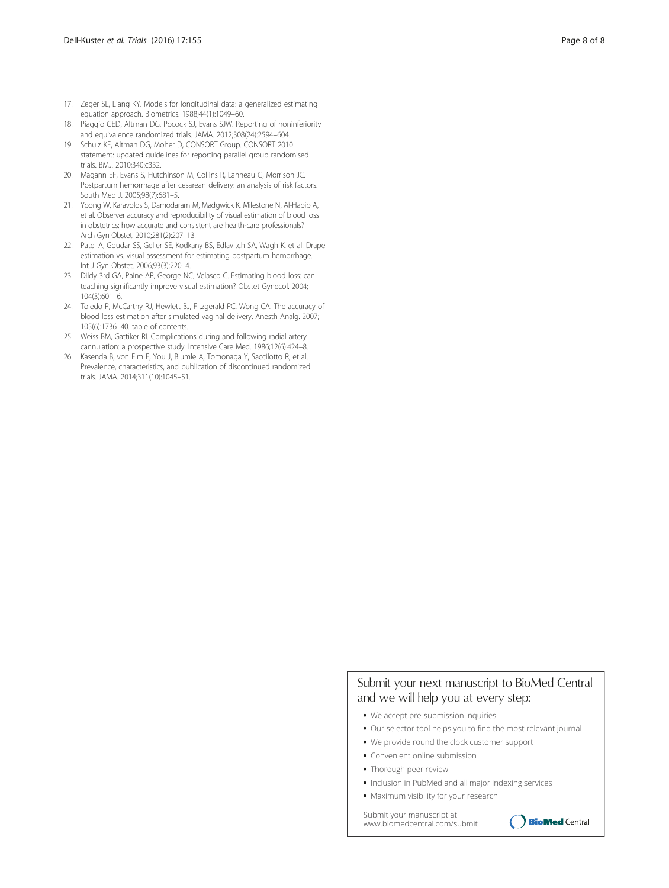17. Zeger SL, Liang KY. Models for longitudinal data: a generalized estimating equation approach. Biometrics. 1988;44(1):1049–60.
18. Piaggio GED, Altman DG, Pocock SJ, Evans SJW. Reporting of noninferiority and equivalence randomized trials. JAMA. 2012;308(24):2594–604.
19. Schulz KF, Altman DG, Moher D, CONSORT Group. CONSORT 2010 statement: updated guidelines for reporting parallel group randomised trials. BMJ. 2010;340:c332.
20. Magann EF, Evans S, Hutchinson M, Collins R, Lanneau G, Morrison JC. Postpartum hemorrhage after cesarean delivery: an analysis of risk factors. South Med J. 2005;98(7):681–5.
21. Yoong W, Karavolos S, Damodaram M, Madgwick K, Milestone N, Al-Habib A, et al. Observer accuracy and reproducibility of visual estimation of blood loss in obstetrics: how accurate and consistent are health-care professionals? Arch Gyn Obstet. 2010;281(2):207–13.
22. Patel A, Goudar SS, Geller SE, Kodkany BS, Edlavitch SA, Wagh K, et al. Drape estimation vs. visual assessment for estimating postpartum hemorrhage. Int J Gyn Obstet. 2006;93(3):220–4.
23. Dildy 3rd GA, Paine AR, George NC, Velasco C. Estimating blood loss: can teaching significantly improve visual estimation? Obstet Gynecol. 2004; 104(3):601–6.
24. Toledo P, McCarthy RJ, Hewlett BJ, Fitzgerald PC, Wong CA. The accuracy of blood loss estimation after simulated vaginal delivery. Anesth Analg. 2007; 105(6):1736–40. table of contents.
25. Weiss BM, Gattiker RI. Complications during and following radial artery cannulation: a prospective study. Intensive Care Med. 1986;12(6):424–8.
26. Kasenda B, von Elm E, You J, Blumle A, Tomonaga Y, Saccilotto R, et al. Prevalence, characteristics, and publication of discontinued randomized trials. JAMA. 2014;311(10):1045–51.

Submit your next manuscript to BioMed Central and we will help you at every step:

- We accept pre-submission inquiries
- Our selector tool helps you to find the most relevant journal
- We provide round the clock customer support
- Convenient online submission
- Thorough peer review
- Inclusion in PubMed and all major indexing services
- Maximum visibility for your research

Submit your manuscript at
www.biomedcentral.com/submit

BioMed Central